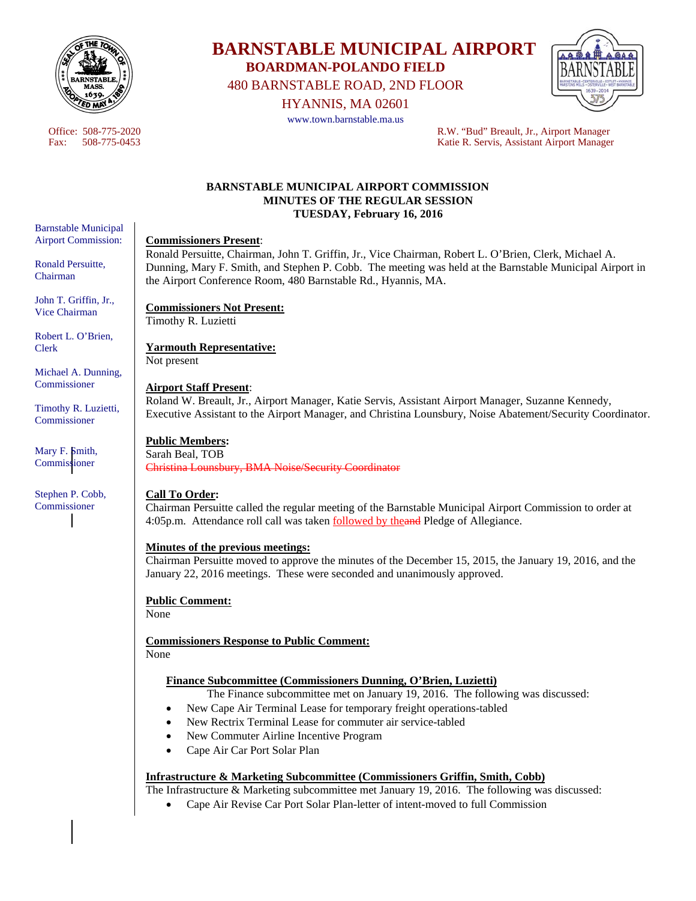# BARNSTABLE MUNICIPAL AIRPORT
## BOARDMAN-POLANDO FIELD

480 BARNSTABLE ROAD, 2ND FLOOR
HYANNIS, MA 02601
www.town.barnstable.ma.us

Office: 508-775-2020
Fax: 508-775-0453

R.W. "Bud" Breault, Jr., Airport Manager
Katie R. Servis, Assistant Airport Manager

Barnstable Municipal Airport Commission:

Ronald Persuitte, Chairman

John T. Griffin, Jr., Vice Chairman

Robert L. O'Brien, Clerk

Michael A. Dunning, Commissioner

Timothy R. Luzietti, Commissioner

Mary F. Smith, Commissioner

Stephen P. Cobb, Commissioner

**BARNSTABLE MUNICIPAL AIRPORT COMMISSION**
**MINUTES OF THE REGULAR SESSION**
**TUESDAY, February 16, 2016**

**Commissioners Present**:
Ronald Persuitte, Chairman, John T. Griffin, Jr., Vice Chairman, Robert L. O'Brien, Clerk, Michael A. Dunning, Mary F. Smith, and Stephen P. Cobb. The meeting was held at the Barnstable Municipal Airport in the Airport Conference Room, 480 Barnstable Rd., Hyannis, MA.

**Commissioners Not Present:**
Timothy R. Luzietti

**Yarmouth Representative:**
Not present

**Airport Staff Present**:
Roland W. Breault, Jr., Airport Manager, Katie Servis, Assistant Airport Manager, Suzanne Kennedy, Executive Assistant to the Airport Manager, and Christina Lounsbury, Noise Abatement/Security Coordinator.

**Public Members:**
Sarah Beal, TOB
~~Christina Lounsbury, BMA Noise/Security Coordinator~~

**Call To Order:**
Chairman Persuitte called the regular meeting of the Barnstable Municipal Airport Commission to order at 4:05p.m. Attendance roll call was taken followed by the~~and~~ Pledge of Allegiance.

**Minutes of the previous meetings:**
Chairman Persuitte moved to approve the minutes of the December 15, 2015, the January 19, 2016, and the January 22, 2016 meetings. These were seconded and unanimously approved.

**Public Comment:**
None

**Commissioners Response to Public Comment:**
None

**Finance Subcommittee (Commissioners Dunning, O'Brien, Luzietti)**
The Finance subcommittee met on January 19, 2016. The following was discussed:

- New Cape Air Terminal Lease for temporary freight operations-tabled
- New Rectrix Terminal Lease for commuter air service-tabled
- New Commuter Airline Incentive Program
- Cape Air Car Port Solar Plan

**Infrastructure & Marketing Subcommittee (Commissioners Griffin, Smith, Cobb)**
The Infrastructure & Marketing subcommittee met January 19, 2016. The following was discussed:

- Cape Air Revise Car Port Solar Plan-letter of intent-moved to full Commission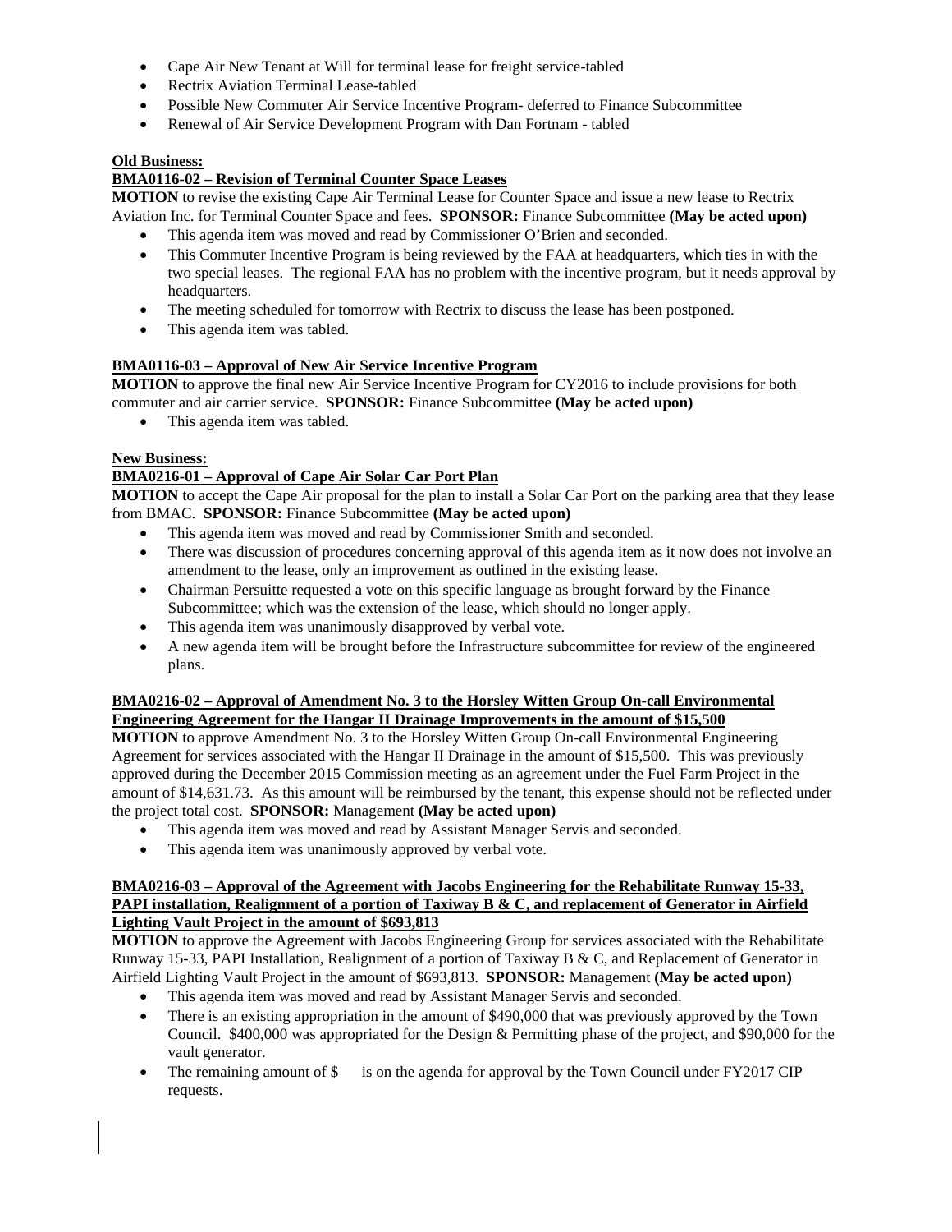- Cape Air New Tenant at Will for terminal lease for freight service-tabled
- Rectrix Aviation Terminal Lease-tabled
- Possible New Commuter Air Service Incentive Program- deferred to Finance Subcommittee
- Renewal of Air Service Development Program with Dan Fortnam - tabled

**Old Business:**

**BMA0116-02 – Revision of Terminal Counter Space Leases**

**MOTION** to revise the existing Cape Air Terminal Lease for Counter Space and issue a new lease to Rectrix Aviation Inc. for Terminal Counter Space and fees. **SPONSOR:** Finance Subcommittee **(May be acted upon)**

- This agenda item was moved and read by Commissioner O'Brien and seconded.
- This Commuter Incentive Program is being reviewed by the FAA at headquarters, which ties in with the two special leases. The regional FAA has no problem with the incentive program, but it needs approval by headquarters.
- The meeting scheduled for tomorrow with Rectrix to discuss the lease has been postponed.
- This agenda item was tabled.

**BMA0116-03 – Approval of New Air Service Incentive Program**

**MOTION** to approve the final new Air Service Incentive Program for CY2016 to include provisions for both commuter and air carrier service. **SPONSOR:** Finance Subcommittee **(May be acted upon)**

- This agenda item was tabled.

**New Business:**

**BMA0216-01 – Approval of Cape Air Solar Car Port Plan**

**MOTION** to accept the Cape Air proposal for the plan to install a Solar Car Port on the parking area that they lease from BMAC. **SPONSOR:** Finance Subcommittee **(May be acted upon)**

- This agenda item was moved and read by Commissioner Smith and seconded.
- There was discussion of procedures concerning approval of this agenda item as it now does not involve an amendment to the lease, only an improvement as outlined in the existing lease.
- Chairman Persuitte requested a vote on this specific language as brought forward by the Finance Subcommittee; which was the extension of the lease, which should no longer apply.
- This agenda item was unanimously disapproved by verbal vote.
- A new agenda item will be brought before the Infrastructure subcommittee for review of the engineered plans.

**BMA0216-02 – Approval of Amendment No. 3 to the Horsley Witten Group On-call Environmental Engineering Agreement for the Hangar II Drainage Improvements in the amount of $15,500**

**MOTION** to approve Amendment No. 3 to the Horsley Witten Group On-call Environmental Engineering Agreement for services associated with the Hangar II Drainage in the amount of $15,500. This was previously approved during the December 2015 Commission meeting as an agreement under the Fuel Farm Project in the amount of $14,631.73. As this amount will be reimbursed by the tenant, this expense should not be reflected under the project total cost. **SPONSOR:** Management **(May be acted upon)**

- This agenda item was moved and read by Assistant Manager Servis and seconded.
- This agenda item was unanimously approved by verbal vote.

**BMA0216-03 – Approval of the Agreement with Jacobs Engineering for the Rehabilitate Runway 15-33, PAPI installation, Realignment of a portion of Taxiway B & C, and replacement of Generator in Airfield Lighting Vault Project in the amount of $693,813**

**MOTION** to approve the Agreement with Jacobs Engineering Group for services associated with the Rehabilitate Runway 15-33, PAPI Installation, Realignment of a portion of Taxiway B & C, and Replacement of Generator in Airfield Lighting Vault Project in the amount of $693,813. **SPONSOR:** Management **(May be acted upon)**

- This agenda item was moved and read by Assistant Manager Servis and seconded.
- There is an existing appropriation in the amount of $490,000 that was previously approved by the Town Council. $400,000 was appropriated for the Design & Permitting phase of the project, and $90,000 for the vault generator.
- The remaining amount of $ is on the agenda for approval by the Town Council under FY2017 CIP requests.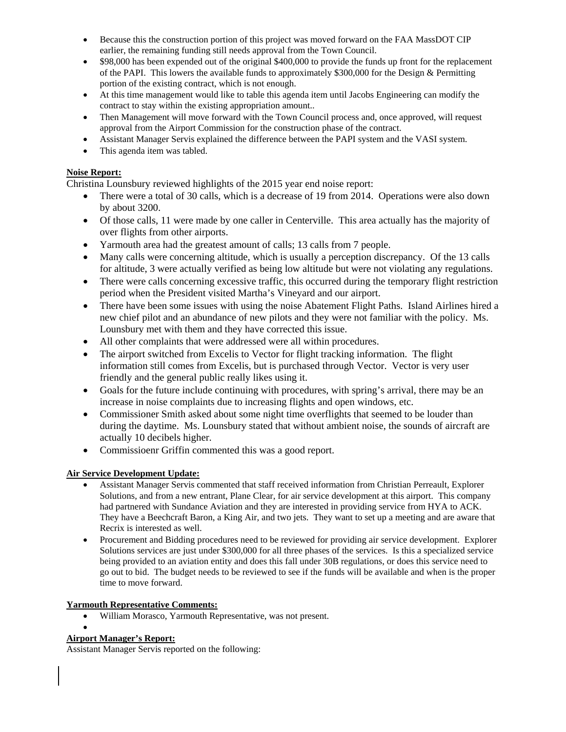- Because this the construction portion of this project was moved forward on the FAA MassDOT CIP earlier, the remaining funding still needs approval from the Town Council.
- $98,000 has been expended out of the original $400,000 to provide the funds up front for the replacement of the PAPI. This lowers the available funds to approximately $300,000 for the Design & Permitting portion of the existing contract, which is not enough.
- At this time management would like to table this agenda item until Jacobs Engineering can modify the contract to stay within the existing appropriation amount..
- Then Management will move forward with the Town Council process and, once approved, will request approval from the Airport Commission for the construction phase of the contract.
- Assistant Manager Servis explained the difference between the PAPI system and the VASI system.
- This agenda item was tabled.

**Noise Report:**

Christina Lounsbury reviewed highlights of the 2015 year end noise report:

- There were a total of 30 calls, which is a decrease of 19 from 2014. Operations were also down by about 3200.
- Of those calls, 11 were made by one caller in Centerville. This area actually has the majority of over flights from other airports.
- Yarmouth area had the greatest amount of calls; 13 calls from 7 people.
- Many calls were concerning altitude, which is usually a perception discrepancy. Of the 13 calls for altitude, 3 were actually verified as being low altitude but were not violating any regulations.
- There were calls concerning excessive traffic, this occurred during the temporary flight restriction period when the President visited Martha's Vineyard and our airport.
- There have been some issues with using the noise Abatement Flight Paths. Island Airlines hired a new chief pilot and an abundance of new pilots and they were not familiar with the policy. Ms. Lounsbury met with them and they have corrected this issue.
- All other complaints that were addressed were all within procedures.
- The airport switched from Excelis to Vector for flight tracking information. The flight information still comes from Excelis, but is purchased through Vector. Vector is very user friendly and the general public really likes using it.
- Goals for the future include continuing with procedures, with spring's arrival, there may be an increase in noise complaints due to increasing flights and open windows, etc.
- Commissioner Smith asked about some night time overflights that seemed to be louder than during the daytime. Ms. Lounsbury stated that without ambient noise, the sounds of aircraft are actually 10 decibels higher.
- Commissioenr Griffin commented this was a good report.

**Air Service Development Update:**

- Assistant Manager Servis commented that staff received information from Christian Perreault, Explorer Solutions, and from a new entrant, Plane Clear, for air service development at this airport. This company had partnered with Sundance Aviation and they are interested in providing service from HYA to ACK. They have a Beechcraft Baron, a King Air, and two jets. They want to set up a meeting and are aware that Recrix is interested as well.
- Procurement and Bidding procedures need to be reviewed for providing air service development. Explorer Solutions services are just under $300,000 for all three phases of the services. Is this a specialized service being provided to an aviation entity and does this fall under 30B regulations, or does this service need to go out to bid. The budget needs to be reviewed to see if the funds will be available and when is the proper time to move forward.

**Yarmouth Representative Comments:**

- William Morasco, Yarmouth Representative, was not present.

**Airport Manager's Report:**

Assistant Manager Servis reported on the following: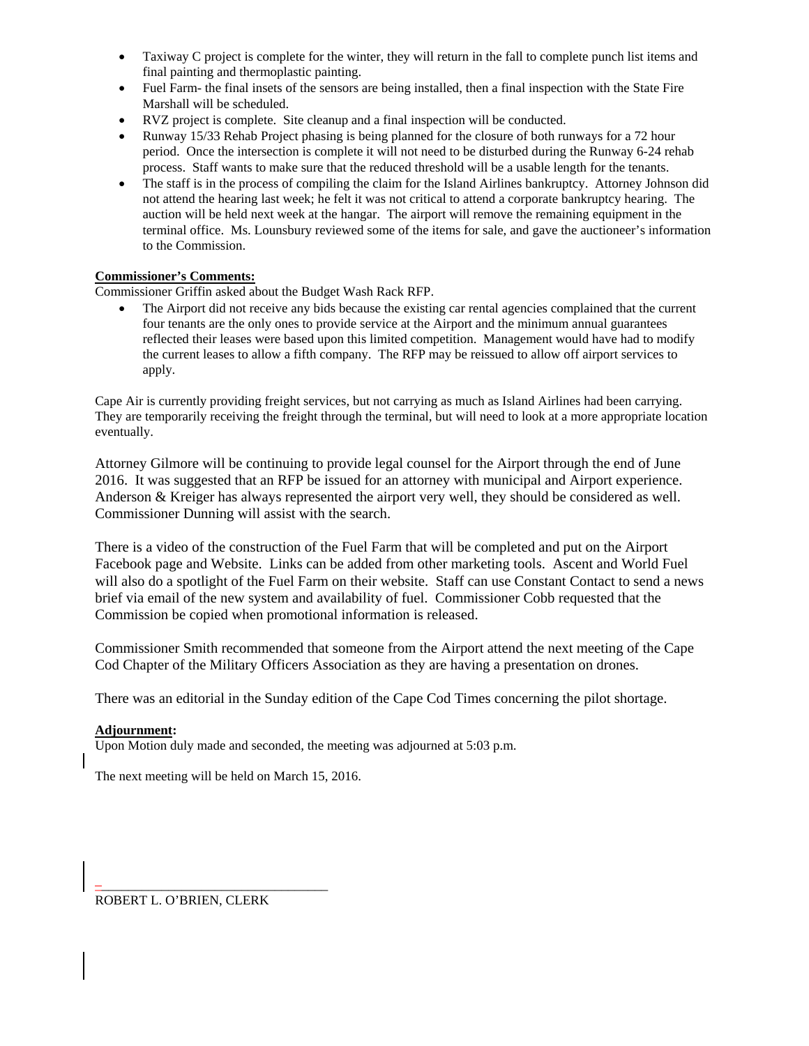- Taxiway C project is complete for the winter, they will return in the fall to complete punch list items and final painting and thermoplastic painting.
- Fuel Farm- the final insets of the sensors are being installed, then a final inspection with the State Fire Marshall will be scheduled.
- RVZ project is complete. Site cleanup and a final inspection will be conducted.
- Runway 15/33 Rehab Project phasing is being planned for the closure of both runways for a 72 hour period. Once the intersection is complete it will not need to be disturbed during the Runway 6-24 rehab process. Staff wants to make sure that the reduced threshold will be a usable length for the tenants.
- The staff is in the process of compiling the claim for the Island Airlines bankruptcy. Attorney Johnson did not attend the hearing last week; he felt it was not critical to attend a corporate bankruptcy hearing. The auction will be held next week at the hangar. The airport will remove the remaining equipment in the terminal office. Ms. Lounsbury reviewed some of the items for sale, and gave the auctioneer's information to the Commission.

**Commissioner's Comments:**

Commissioner Griffin asked about the Budget Wash Rack RFP.

- The Airport did not receive any bids because the existing car rental agencies complained that the current four tenants are the only ones to provide service at the Airport and the minimum annual guarantees reflected their leases were based upon this limited competition. Management would have had to modify the current leases to allow a fifth company. The RFP may be reissued to allow off airport services to apply.

Cape Air is currently providing freight services, but not carrying as much as Island Airlines had been carrying. They are temporarily receiving the freight through the terminal, but will need to look at a more appropriate location eventually.

Attorney Gilmore will be continuing to provide legal counsel for the Airport through the end of June 2016. It was suggested that an RFP be issued for an attorney with municipal and Airport experience. Anderson & Kreiger has always represented the airport very well, they should be considered as well. Commissioner Dunning will assist with the search.

There is a video of the construction of the Fuel Farm that will be completed and put on the Airport Facebook page and Website. Links can be added from other marketing tools. Ascent and World Fuel will also do a spotlight of the Fuel Farm on their website. Staff can use Constant Contact to send a news brief via email of the new system and availability of fuel. Commissioner Cobb requested that the Commission be copied when promotional information is released.

Commissioner Smith recommended that someone from the Airport attend the next meeting of the Cape Cod Chapter of the Military Officers Association as they are having a presentation on drones.

There was an editorial in the Sunday edition of the Cape Cod Times concerning the pilot shortage.

**Adjournment:**

Upon Motion duly made and seconded, the meeting was adjourned at 5:03 p.m.

The next meeting will be held on March 15, 2016.

_________________________________

ROBERT L. O'BRIEN, CLERK